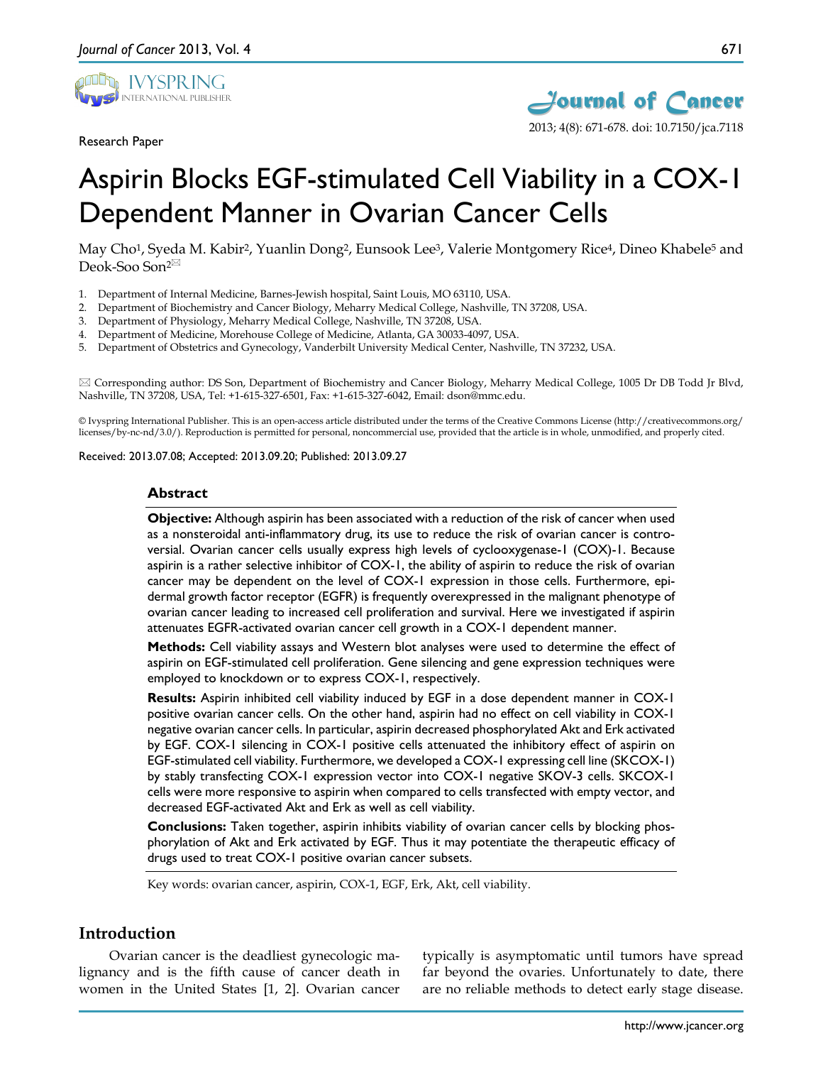Research Paper

# Aspirin Blocks EGF-stimulated Cell Viability in a COX-1 Dependent Manner in Ovarian Cancer Cells

May Cho[1], Syeda M. Kabir[2], Yuanlin Dong[2], Eunsook Lee[3], Valerie Montgomery Rice[4], Dineo Khabele[5] and Deok-Soo Son[2]✉

1. Department of Internal Medicine, Barnes-Jewish hospital, Saint Louis, MO 63110, USA.
2. Department of Biochemistry and Cancer Biology, Meharry Medical College, Nashville, TN 37208, USA.
3. Department of Physiology, Meharry Medical College, Nashville, TN 37208, USA.
4. Department of Medicine, Morehouse College of Medicine, Atlanta, GA 30033-4097, USA.
5. Department of Obstetrics and Gynecology, Vanderbilt University Medical Center, Nashville, TN 37232, USA.

✉ Corresponding author: DS Son, Department of Biochemistry and Cancer Biology, Meharry Medical College, 1005 Dr DB Todd Jr Blvd, Nashville, TN 37208, USA, Tel: +1-615-327-6501, Fax: +1-615-327-6042, Email: dson@mmc.edu.

© Ivyspring International Publisher. This is an open-access article distributed under the terms of the Creative Commons License (http://creativecommons.org/licenses/by-nc-nd/3.0/). Reproduction is permitted for personal, noncommercial use, provided that the article is in whole, unmodified, and properly cited.

Received: 2013.07.08; Accepted: 2013.09.20; Published: 2013.09.27

## Abstract

**Objective:** Although aspirin has been associated with a reduction of the risk of cancer when used as a nonsteroidal anti-inflammatory drug, its use to reduce the risk of ovarian cancer is controversial. Ovarian cancer cells usually express high levels of cyclooxygenase-1 (COX)-1. Because aspirin is a rather selective inhibitor of COX-1, the ability of aspirin to reduce the risk of ovarian cancer may be dependent on the level of COX-1 expression in those cells. Furthermore, epidermal growth factor receptor (EGFR) is frequently overexpressed in the malignant phenotype of ovarian cancer leading to increased cell proliferation and survival. Here we investigated if aspirin attenuates EGFR-activated ovarian cancer cell growth in a COX-1 dependent manner.

**Methods:** Cell viability assays and Western blot analyses were used to determine the effect of aspirin on EGF-stimulated cell proliferation. Gene silencing and gene expression techniques were employed to knockdown or to express COX-1, respectively.

**Results:** Aspirin inhibited cell viability induced by EGF in a dose dependent manner in COX-1 positive ovarian cancer cells. On the other hand, aspirin had no effect on cell viability in COX-1 negative ovarian cancer cells. In particular, aspirin decreased phosphorylated Akt and Erk activated by EGF. COX-1 silencing in COX-1 positive cells attenuated the inhibitory effect of aspirin on EGF-stimulated cell viability. Furthermore, we developed a COX-1 expressing cell line (SKCOX-1) by stably transfecting COX-1 expression vector into COX-1 negative SKOV-3 cells. SKCOX-1 cells were more responsive to aspirin when compared to cells transfected with empty vector, and decreased EGF-activated Akt and Erk as well as cell viability.

**Conclusions:** Taken together, aspirin inhibits viability of ovarian cancer cells by blocking phosphorylation of Akt and Erk activated by EGF. Thus it may potentiate the therapeutic efficacy of drugs used to treat COX-1 positive ovarian cancer subsets.

Key words: ovarian cancer, aspirin, COX-1, EGF, Erk, Akt, cell viability.

## Introduction

Ovarian cancer is the deadliest gynecologic malignancy and is the fifth cause of cancer death in women in the United States [1, 2]. Ovarian cancer typically is asymptomatic until tumors have spread far beyond the ovaries. Unfortunately to date, there are no reliable methods to detect early stage disease.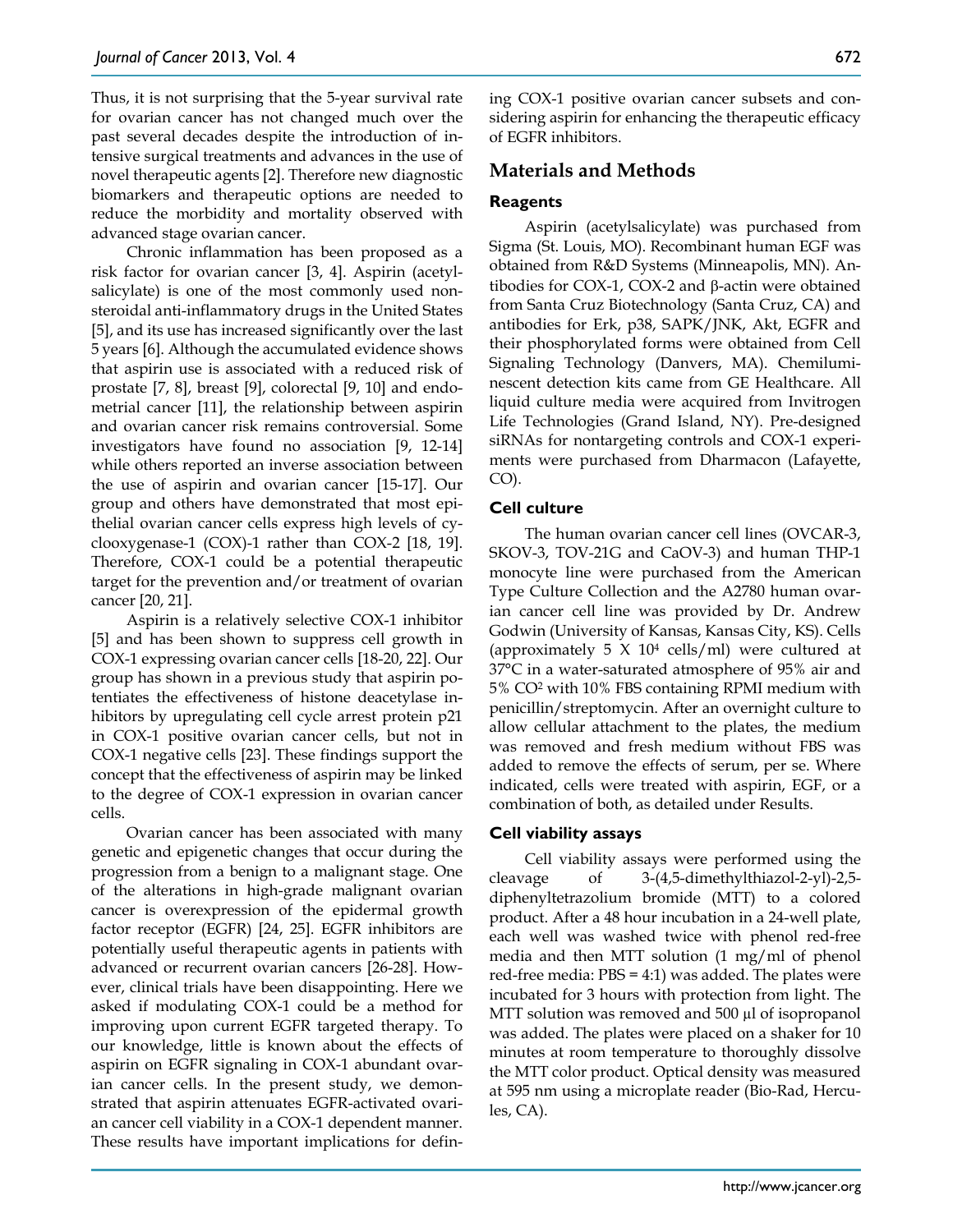Thus, it is not surprising that the 5-year survival rate for ovarian cancer has not changed much over the past several decades despite the introduction of intensive surgical treatments and advances in the use of novel therapeutic agents [2]. Therefore new diagnostic biomarkers and therapeutic options are needed to reduce the morbidity and mortality observed with advanced stage ovarian cancer.

Chronic inflammation has been proposed as a risk factor for ovarian cancer [3, 4]. Aspirin (acetylsalicylate) is one of the most commonly used nonsteroidal anti-inflammatory drugs in the United States [5], and its use has increased significantly over the last 5 years [6]. Although the accumulated evidence shows that aspirin use is associated with a reduced risk of prostate [7, 8], breast [9], colorectal [9, 10] and endometrial cancer [11], the relationship between aspirin and ovarian cancer risk remains controversial. Some investigators have found no association [9, 12-14] while others reported an inverse association between the use of aspirin and ovarian cancer [15-17]. Our group and others have demonstrated that most epithelial ovarian cancer cells express high levels of cyclooxygenase-1 (COX)-1 rather than COX-2 [18, 19]. Therefore, COX-1 could be a potential therapeutic target for the prevention and/or treatment of ovarian cancer [20, 21].

Aspirin is a relatively selective COX-1 inhibitor [5] and has been shown to suppress cell growth in COX-1 expressing ovarian cancer cells [18-20, 22]. Our group has shown in a previous study that aspirin potentiates the effectiveness of histone deacetylase inhibitors by upregulating cell cycle arrest protein p21 in COX-1 positive ovarian cancer cells, but not in COX-1 negative cells [23]. These findings support the concept that the effectiveness of aspirin may be linked to the degree of COX-1 expression in ovarian cancer cells.

Ovarian cancer has been associated with many genetic and epigenetic changes that occur during the progression from a benign to a malignant stage. One of the alterations in high-grade malignant ovarian cancer is overexpression of the epidermal growth factor receptor (EGFR) [24, 25]. EGFR inhibitors are potentially useful therapeutic agents in patients with advanced or recurrent ovarian cancers [26-28]. However, clinical trials have been disappointing. Here we asked if modulating COX-1 could be a method for improving upon current EGFR targeted therapy. To our knowledge, little is known about the effects of aspirin on EGFR signaling in COX-1 abundant ovarian cancer cells. In the present study, we demonstrated that aspirin attenuates EGFR-activated ovarian cancer cell viability in a COX-1 dependent manner. These results have important implications for defining COX-1 positive ovarian cancer subsets and considering aspirin for enhancing the therapeutic efficacy of EGFR inhibitors.

## Materials and Methods

### Reagents

Aspirin (acetylsalicylate) was purchased from Sigma (St. Louis, MO). Recombinant human EGF was obtained from R&D Systems (Minneapolis, MN). Antibodies for COX-1, COX-2 and β-actin were obtained from Santa Cruz Biotechnology (Santa Cruz, CA) and antibodies for Erk, p38, SAPK/JNK, Akt, EGFR and their phosphorylated forms were obtained from Cell Signaling Technology (Danvers, MA). Chemiluminescent detection kits came from GE Healthcare. All liquid culture media were acquired from Invitrogen Life Technologies (Grand Island, NY). Pre-designed siRNAs for nontargeting controls and COX-1 experiments were purchased from Dharmacon (Lafayette, CO).

### Cell culture

The human ovarian cancer cell lines (OVCAR-3, SKOV-3, TOV-21G and CaOV-3) and human THP-1 monocyte line were purchased from the American Type Culture Collection and the A2780 human ovarian cancer cell line was provided by Dr. Andrew Godwin (University of Kansas, Kansas City, KS). Cells (approximately $5 \times 10^4$ cells/ml) were cultured at 37°C in a water-saturated atmosphere of 95% air and 5% $CO^2$ with 10% FBS containing RPMI medium with penicillin/streptomycin. After an overnight culture to allow cellular attachment to the plates, the medium was removed and fresh medium without FBS was added to remove the effects of serum, per se. Where indicated, cells were treated with aspirin, EGF, or a combination of both, as detailed under Results.

### Cell viability assays

Cell viability assays were performed using the cleavage of 3-(4,5-dimethylthiazol-2-yl)-2,5-diphenyltetrazolium bromide (MTT) to a colored product. After a 48 hour incubation in a 24-well plate, each well was washed twice with phenol red-free media and then MTT solution (1 mg/ml of phenol red-free media: PBS = 4:1) was added. The plates were incubated for 3 hours with protection from light. The MTT solution was removed and 500 µl of isopropanol was added. The plates were placed on a shaker for 10 minutes at room temperature to thoroughly dissolve the MTT color product. Optical density was measured at 595 nm using a microplate reader (Bio-Rad, Hercules, CA).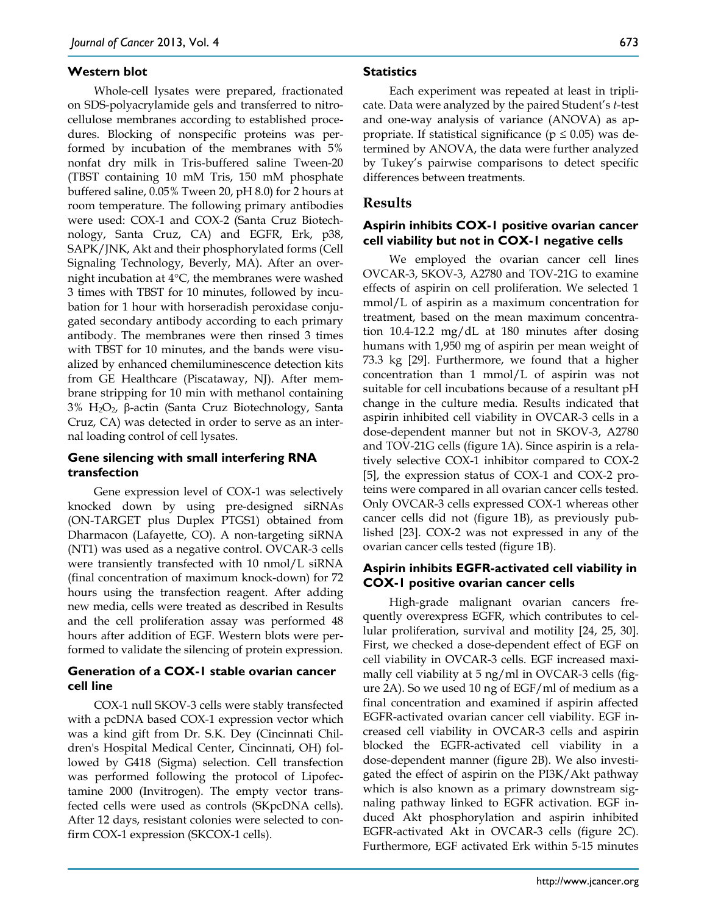### Western blot

Whole-cell lysates were prepared, fractionated on SDS-polyacrylamide gels and transferred to nitrocellulose membranes according to established procedures. Blocking of nonspecific proteins was performed by incubation of the membranes with 5% nonfat dry milk in Tris-buffered saline Tween-20 (TBST containing 10 mM Tris, 150 mM phosphate buffered saline, 0.05% Tween 20, pH 8.0) for 2 hours at room temperature. The following primary antibodies were used: COX-1 and COX-2 (Santa Cruz Biotechnology, Santa Cruz, CA) and EGFR, Erk, p38, SAPK/JNK, Akt and their phosphorylated forms (Cell Signaling Technology, Beverly, MA). After an overnight incubation at 4°C, the membranes were washed 3 times with TBST for 10 minutes, followed by incubation for 1 hour with horseradish peroxidase conjugated secondary antibody according to each primary antibody. The membranes were then rinsed 3 times with TBST for 10 minutes, and the bands were visualized by enhanced chemiluminescence detection kits from GE Healthcare (Piscataway, NJ). After membrane stripping for 10 min with methanol containing 3% $H_2O_2$, β-actin (Santa Cruz Biotechnology, Santa Cruz, CA) was detected in order to serve as an internal loading control of cell lysates.

### Gene silencing with small interfering RNA transfection

Gene expression level of COX-1 was selectively knocked down by using pre-designed siRNAs (ON-TARGET plus Duplex PTGS1) obtained from Dharmacon (Lafayette, CO). A non-targeting siRNA (NT1) was used as a negative control. OVCAR-3 cells were transiently transfected with 10 nmol/L siRNA (final concentration of maximum knock-down) for 72 hours using the transfection reagent. After adding new media, cells were treated as described in Results and the cell proliferation assay was performed 48 hours after addition of EGF. Western blots were performed to validate the silencing of protein expression.

### Generation of a COX-1 stable ovarian cancer cell line

COX-1 null SKOV-3 cells were stably transfected with a pcDNA based COX-1 expression vector which was a kind gift from Dr. S.K. Dey (Cincinnati Children's Hospital Medical Center, Cincinnati, OH) followed by G418 (Sigma) selection. Cell transfection was performed following the protocol of Lipofectamine 2000 (Invitrogen). The empty vector transfected cells were used as controls (SKpcDNA cells). After 12 days, resistant colonies were selected to confirm COX-1 expression (SKCOX-1 cells).

### Statistics

Each experiment was repeated at least in triplicate. Data were analyzed by the paired Student's *t*-test and one-way analysis of variance (ANOVA) as appropriate. If statistical significance ($p \leq 0.05$) was determined by ANOVA, the data were further analyzed by Tukey's pairwise comparisons to detect specific differences between treatments.

## Results

### Aspirin inhibits COX-1 positive ovarian cancer cell viability but not in COX-1 negative cells

We employed the ovarian cancer cell lines OVCAR-3, SKOV-3, A2780 and TOV-21G to examine effects of aspirin on cell proliferation. We selected 1 mmol/L of aspirin as a maximum concentration for treatment, based on the mean maximum concentration 10.4-12.2 mg/dL at 180 minutes after dosing humans with 1,950 mg of aspirin per mean weight of 73.3 kg [29]. Furthermore, we found that a higher concentration than 1 mmol/L of aspirin was not suitable for cell incubations because of a resultant pH change in the culture media. Results indicated that aspirin inhibited cell viability in OVCAR-3 cells in a dose-dependent manner but not in SKOV-3, A2780 and TOV-21G cells (figure 1A). Since aspirin is a relatively selective COX-1 inhibitor compared to COX-2 [5], the expression status of COX-1 and COX-2 proteins were compared in all ovarian cancer cells tested. Only OVCAR-3 cells expressed COX-1 whereas other cancer cells did not (figure 1B), as previously published [23]. COX-2 was not expressed in any of the ovarian cancer cells tested (figure 1B).

### Aspirin inhibits EGFR-activated cell viability in COX-1 positive ovarian cancer cells

High-grade malignant ovarian cancers frequently overexpress EGFR, which contributes to cellular proliferation, survival and motility [24, 25, 30]. First, we checked a dose-dependent effect of EGF on cell viability in OVCAR-3 cells. EGF increased maximally cell viability at 5 ng/ml in OVCAR-3 cells (figure 2A). So we used 10 ng of EGF/ml of medium as a final concentration and examined if aspirin affected EGFR-activated ovarian cancer cell viability. EGF increased cell viability in OVCAR-3 cells and aspirin blocked the EGFR-activated cell viability in a dose-dependent manner (figure 2B). We also investigated the effect of aspirin on the PI3K/Akt pathway which is also known as a primary downstream signaling pathway linked to EGFR activation. EGF induced Akt phosphorylation and aspirin inhibited EGFR-activated Akt in OVCAR-3 cells (figure 2C). Furthermore, EGF activated Erk within 5-15 minutes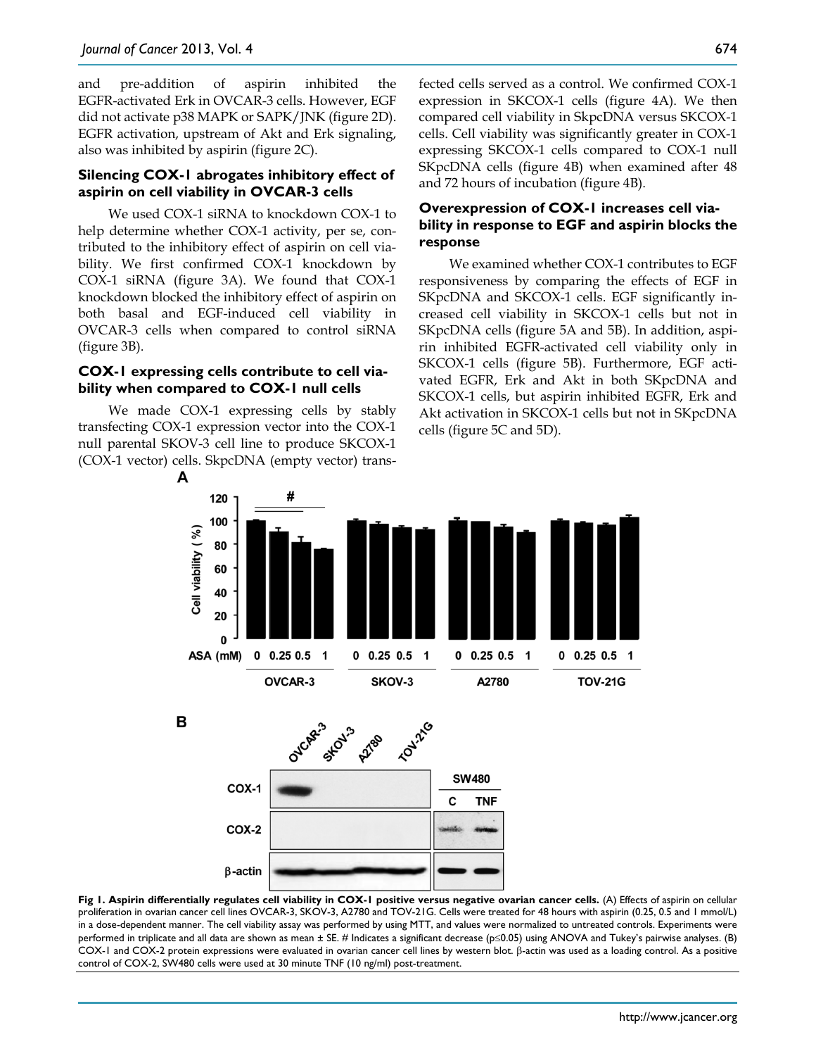and pre-addition of aspirin inhibited the EGFR-activated Erk in OVCAR-3 cells. However, EGF did not activate p38 MAPK or SAPK/JNK (figure 2D). EGFR activation, upstream of Akt and Erk signaling, also was inhibited by aspirin (figure 2C).

### Silencing COX-1 abrogates inhibitory effect of aspirin on cell viability in OVCAR-3 cells

We used COX-1 siRNA to knockdown COX-1 to help determine whether COX-1 activity, per se, contributed to the inhibitory effect of aspirin on cell viability. We first confirmed COX-1 knockdown by COX-1 siRNA (figure 3A). We found that COX-1 knockdown blocked the inhibitory effect of aspirin on both basal and EGF-induced cell viability in OVCAR-3 cells when compared to control siRNA (figure 3B).

### COX-1 expressing cells contribute to cell viability when compared to COX-1 null cells

We made COX-1 expressing cells by stably transfecting COX-1 expression vector into the COX-1 null parental SKOV-3 cell line to produce SKCOX-1 (COX-1 vector) cells. SkpcDNA (empty vector) transfected cells served as a control. We confirmed COX-1 expression in SKCOX-1 cells (figure 4A). We then compared cell viability in SkpcDNA versus SKCOX-1 cells. Cell viability was significantly greater in COX-1 expressing SKCOX-1 cells compared to COX-1 null SKpcDNA cells (figure 4B) when examined after 48 and 72 hours of incubation (figure 4B).

### Overexpression of COX-1 increases cell viability in response to EGF and aspirin blocks the response

We examined whether COX-1 contributes to EGF responsiveness by comparing the effects of EGF in SKpcDNA and SKCOX-1 cells. EGF significantly increased cell viability in SKCOX-1 cells but not in SKpcDNA cells (figure 5A and 5B). In addition, aspirin inhibited EGFR-activated cell viability only in SKCOX-1 cells (figure 5B). Furthermore, EGF activated EGFR, Erk and Akt in both SKpcDNA and SKCOX-1 cells, but aspirin inhibited EGFR, Erk and Akt activation in SKCOX-1 cells but not in SKpcDNA cells (figure 5C and 5D).

**Fig 1. Aspirin differentially regulates cell viability in COX-1 positive versus negative ovarian cancer cells.** (A) Effects of aspirin on cellular proliferation in ovarian cancer cell lines OVCAR-3, SKOV-3, A2780 and TOV-21G. Cells were treated for 48 hours with aspirin (0.25, 0.5 and 1 mmol/L) in a dose-dependent manner. The cell viability assay was performed by using MTT, and values were normalized to untreated controls. Experiments were performed in triplicate and all data are shown as mean ± SE. # Indicates a significant decrease ($p \leq 0.05$) using ANOVA and Tukey's pairwise analyses. (B) COX-1 and COX-2 protein expressions were evaluated in ovarian cancer cell lines by western blot. β-actin was used as a loading control. As a positive control of COX-2, SW480 cells were used at 30 minute TNF (10 ng/ml) post-treatment.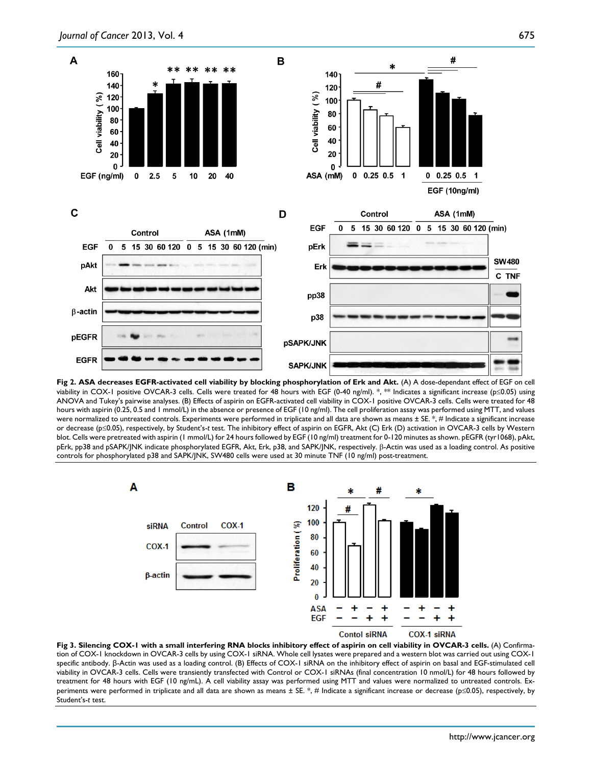**Fig 2. ASA decreases EGFR-activated cell viability by blocking phosphorylation of Erk and Akt.** (A) A dose-dependant effect of EGF on cell viability in COX-1 positive OVCAR-3 cells. Cells were treated for 48 hours with EGF (0-40 ng/ml). *, ** Indicates a significant increase (p≤0.05) using ANOVA and Tukey's pairwise analyses. (B) Effects of aspirin on EGFR-activated cell viability in COX-1 positive OVCAR-3 cells. Cells were treated for 48 hours with aspirin (0.25, 0.5 and 1 mmol/L) in the absence or presence of EGF (10 ng/ml). The cell proliferation assay was performed using MTT, and values were normalized to untreated controls. Experiments were performed in triplicate and all data are shown as means ± SE. *, # Indicate a significant increase or decrease (p≤0.05), respectively, by Student's-*t* test. The inhibitory effect of aspirin on EGFR, Akt (C) Erk (D) activation in OVCAR-3 cells by Western blot. Cells were pretreated with aspirin (1 mmol/L) for 24 hours followed by EGF (10 ng/ml) treatment for 0-120 minutes as shown. pEGFR (tyr1068), pAkt, pErk, pp38 and pSAPK/JNK indicate phosphorylated EGFR, Akt, Erk, p38, and SAPK/JNK, respectively. β-Actin was used as a loading control. As positive controls for phosphorylated p38 and SAPK/JNK, SW480 cells were used at 30 minute TNF (10 ng/ml) post-treatment.

**Fig 3. Silencing COX-1 with a small interfering RNA blocks inhibitory effect of aspirin on cell viability in OVCAR-3 cells.** (A) Confirmation of COX-1 knockdown in OVCAR-3 cells by using COX-1 siRNA. Whole cell lysates were prepared and a western blot was carried out using COX-1 specific antibody. β-Actin was used as a loading control. (B) Effects of COX-1 siRNA on the inhibitory effect of aspirin on basal and EGF-stimulated cell viability in OVCAR-3 cells. Cells were transiently transfected with Control or COX-1 siRNAs (final concentration 10 nmol/L) for 48 hours followed by treatment for 48 hours with EGF (10 ng/mL). A cell viability assay was performed using MTT and values were normalized to untreated controls. Experiments were performed in triplicate and all data are shown as means ± SE. *, # Indicate a significant increase or decrease (p≤0.05), respectively, by Student's-*t* test.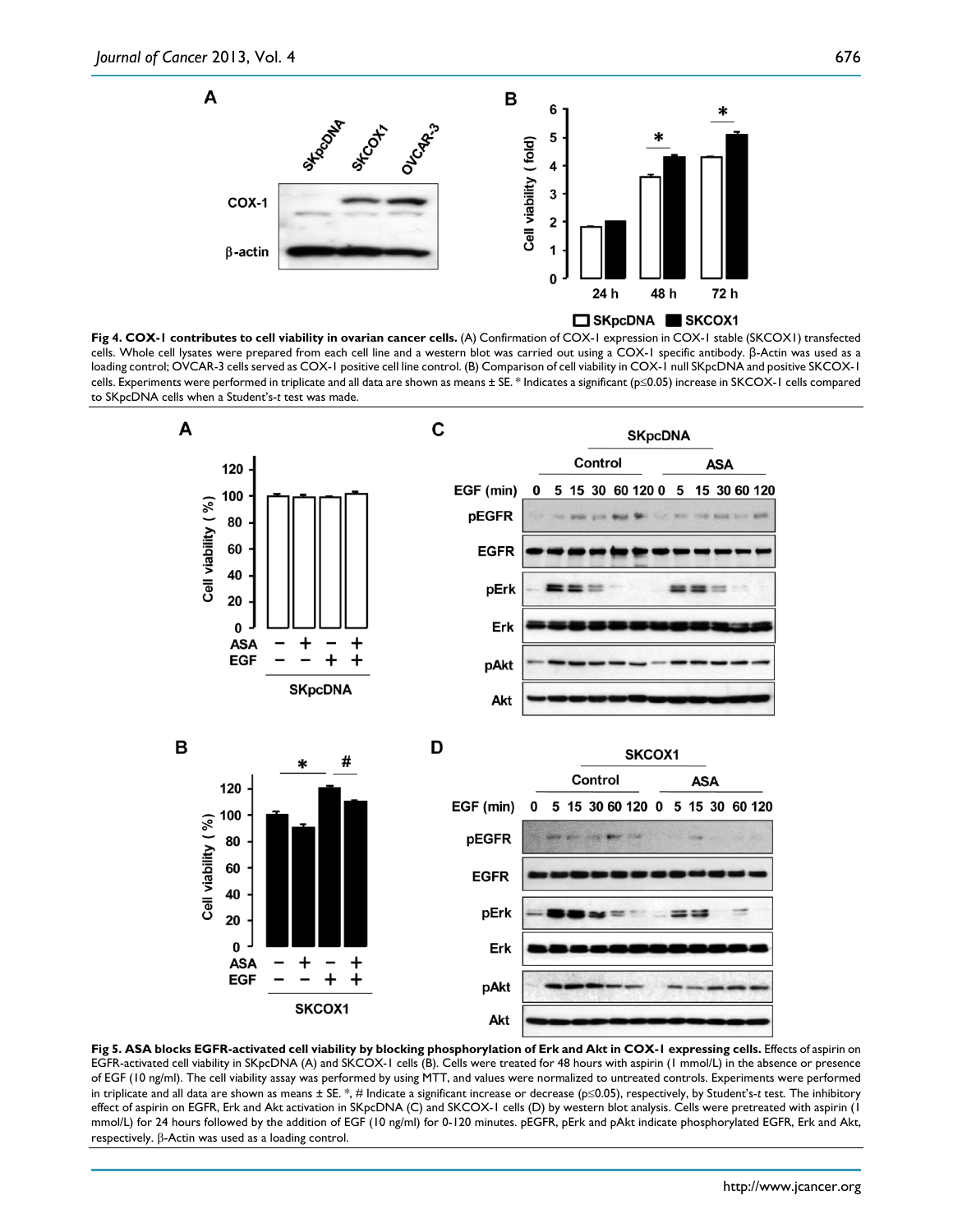**Fig 4. COX-1 contributes to cell viability in ovarian cancer cells.** (A) Confirmation of COX-1 expression in COX-1 stable (SKCOX1) transfected cells. Whole cell lysates were prepared from each cell line and a western blot was carried out using a COX-1 specific antibody. β-Actin was used as a loading control; OVCAR-3 cells served as COX-1 positive cell line control. (B) Comparison of cell viability in COX-1 null SKpcDNA and positive SKCOX-1 cells. Experiments were performed in triplicate and all data are shown as means ± SE. * Indicates a significant ($p \leq 0.05$) increase in SKCOX-1 cells compared to SKpcDNA cells when a Student's-*t* test was made.

**Fig 5. ASA blocks EGFR-activated cell viability by blocking phosphorylation of Erk and Akt in COX-1 expressing cells.** Effects of aspirin on EGFR-activated cell viability in SKpcDNA (A) and SKCOX-1 cells (B). Cells were treated for 48 hours with aspirin (1 mmol/L) in the absence or presence of EGF (10 ng/ml). The cell viability assay was performed by using MTT, and values were normalized to untreated controls. Experiments were performed in triplicate and all data are shown as means ± SE. *, # Indicate a significant increase or decrease ($p \leq 0.05$), respectively, by Student's-*t* test. The inhibitory effect of aspirin on EGFR, Erk and Akt activation in SKpcDNA (C) and SKCOX-1 cells (D) by western blot analysis. Cells were pretreated with aspirin (1 mmol/L) for 24 hours followed by the addition of EGF (10 ng/ml) for 0-120 minutes. pEGFR, pErk and pAkt indicate phosphorylated EGFR, Erk and Akt, respectively. β-Actin was used as a loading control.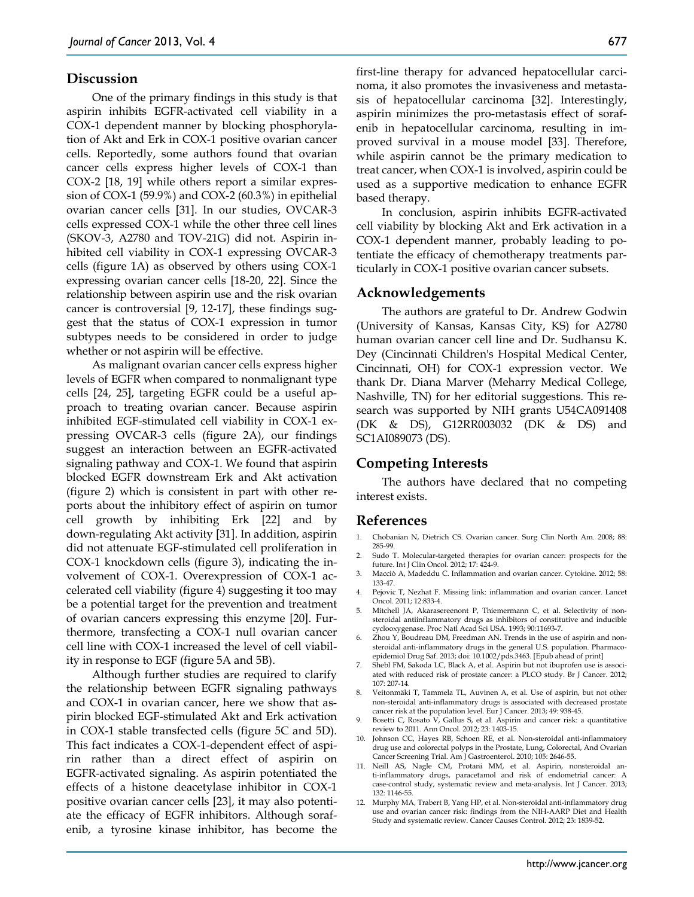## Discussion

One of the primary findings in this study is that aspirin inhibits EGFR-activated cell viability in a COX-1 dependent manner by blocking phosphorylation of Akt and Erk in COX-1 positive ovarian cancer cells. Reportedly, some authors found that ovarian cancer cells express higher levels of COX-1 than COX-2 [18, 19] while others report a similar expression of COX-1 (59.9%) and COX-2 (60.3%) in epithelial ovarian cancer cells [31]. In our studies, OVCAR-3 cells expressed COX-1 while the other three cell lines (SKOV-3, A2780 and TOV-21G) did not. Aspirin inhibited cell viability in COX-1 expressing OVCAR-3 cells (figure 1A) as observed by others using COX-1 expressing ovarian cancer cells [18-20, 22]. Since the relationship between aspirin use and the risk ovarian cancer is controversial [9, 12-17], these findings suggest that the status of COX-1 expression in tumor subtypes needs to be considered in order to judge whether or not aspirin will be effective.

As malignant ovarian cancer cells express higher levels of EGFR when compared to nonmalignant type cells [24, 25], targeting EGFR could be a useful approach to treating ovarian cancer. Because aspirin inhibited EGF-stimulated cell viability in COX-1 expressing OVCAR-3 cells (figure 2A), our findings suggest an interaction between an EGFR-activated signaling pathway and COX-1. We found that aspirin blocked EGFR downstream Erk and Akt activation (figure 2) which is consistent in part with other reports about the inhibitory effect of aspirin on tumor cell growth by inhibiting Erk [22] and by down-regulating Akt activity [31]. In addition, aspirin did not attenuate EGF-stimulated cell proliferation in COX-1 knockdown cells (figure 3), indicating the involvement of COX-1. Overexpression of COX-1 accelerated cell viability (figure 4) suggesting it too may be a potential target for the prevention and treatment of ovarian cancers expressing this enzyme [20]. Furthermore, transfecting a COX-1 null ovarian cancer cell line with COX-1 increased the level of cell viability in response to EGF (figure 5A and 5B).

Although further studies are required to clarify the relationship between EGFR signaling pathways and COX-1 in ovarian cancer, here we show that aspirin blocked EGF-stimulated Akt and Erk activation in COX-1 stable transfected cells (figure 5C and 5D). This fact indicates a COX-1-dependent effect of aspirin rather than a direct effect of aspirin on EGFR-activated signaling. As aspirin potentiated the effects of a histone deacetylase inhibitor in COX-1 positive ovarian cancer cells [23], it may also potentiate the efficacy of EGFR inhibitors. Although sorafenib, a tyrosine kinase inhibitor, has become the first-line therapy for advanced hepatocellular carcinoma, it also promotes the invasiveness and metastasis of hepatocellular carcinoma [32]. Interestingly, aspirin minimizes the pro-metastasis effect of sorafenib in hepatocellular carcinoma, resulting in improved survival in a mouse model [33]. Therefore, while aspirin cannot be the primary medication to treat cancer, when COX-1 is involved, aspirin could be used as a supportive medication to enhance EGFR based therapy.

In conclusion, aspirin inhibits EGFR-activated cell viability by blocking Akt and Erk activation in a COX-1 dependent manner, probably leading to potentiate the efficacy of chemotherapy treatments particularly in COX-1 positive ovarian cancer subsets.

## Acknowledgements

The authors are grateful to Dr. Andrew Godwin (University of Kansas, Kansas City, KS) for A2780 human ovarian cancer cell line and Dr. Sudhansu K. Dey (Cincinnati Children's Hospital Medical Center, Cincinnati, OH) for COX-1 expression vector. We thank Dr. Diana Marver (Meharry Medical College, Nashville, TN) for her editorial suggestions. This research was supported by NIH grants U54CA091408 (DK & DS), G12RR003032 (DK & DS) and SC1AI089073 (DS).

## Competing Interests

The authors have declared that no competing interest exists.

## References

1. Chobanian N, Dietrich CS. Ovarian cancer. Surg Clin North Am. 2008; 88: 285-99.
2. Sudo T. Molecular-targeted therapies for ovarian cancer: prospects for the future. Int J Clin Oncol. 2012; 17: 424-9.
3. Macciò A, Madeddu C. Inflammation and ovarian cancer. Cytokine. 2012; 58: 133-47.
4. Pejovic T, Nezhat F. Missing link: inflammation and ovarian cancer. Lancet Oncol. 2011; 12:833-4.
5. Mitchell JA, Akarasereenont P, Thiemermann C, et al. Selectivity of nonsteroidal antiinflammatory drugs as inhibitors of constitutive and inducible cyclooxygenase. Proc Natl Acad Sci USA. 1993; 90:11693-7.
6. Zhou Y, Boudreau DM, Freedman AN. Trends in the use of aspirin and nonsteroidal anti-inflammatory drugs in the general U.S. population. Pharmacoepidemiol Drug Saf. 2013; doi: 10.1002/pds.3463. [Epub ahead of print]
7. Shebl FM, Sakoda LC, Black A, et al. Aspirin but not ibuprofen use is associated with reduced risk of prostate cancer: a PLCO study. Br J Cancer. 2012; 107: 207-14.
8. Veitonmäki T, Tammela TL, Auvinen A, et al. Use of aspirin, but not other non-steroidal anti-inflammatory drugs is associated with decreased prostate cancer risk at the population level. Eur J Cancer. 2013; 49: 938-45.
9. Bosetti C, Rosato V, Gallus S, et al. Aspirin and cancer risk: a quantitative review to 2011. Ann Oncol. 2012; 23: 1403-15.
10. Johnson CC, Hayes RB, Schoen RE, et al. Non-steroidal anti-inflammatory drug use and colorectal polyps in the Prostate, Lung, Colorectal, And Ovarian Cancer Screening Trial. Am J Gastroenterol. 2010; 105: 2646-55.
11. Neill AS, Nagle CM, Protani MM, et al. Aspirin, nonsteroidal anti-inflammatory drugs, paracetamol and risk of endometrial cancer: A case-control study, systematic review and meta-analysis. Int J Cancer. 2013; 132: 1146-55.
12. Murphy MA, Trabert B, Yang HP, et al. Non-steroidal anti-inflammatory drug use and ovarian cancer risk: findings from the NIH-AARP Diet and Health Study and systematic review. Cancer Causes Control. 2012; 23: 1839-52.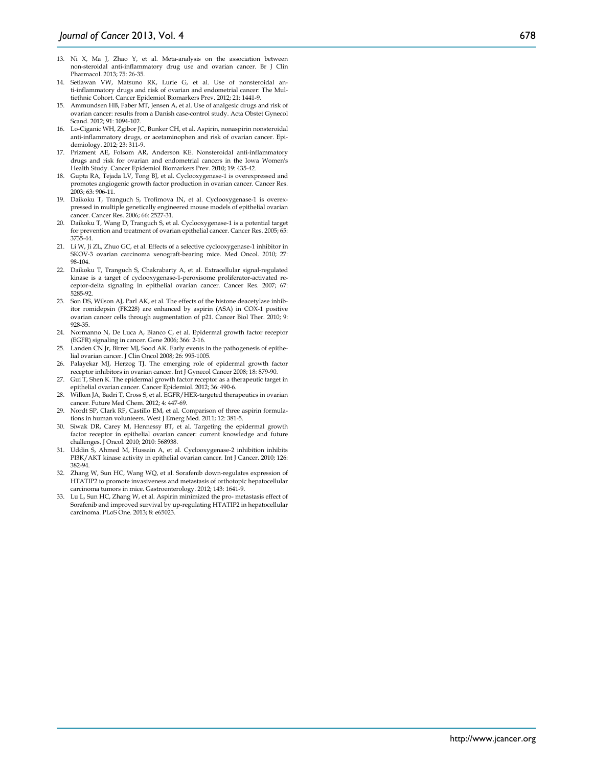13. Ni X, Ma J, Zhao Y, et al. Meta-analysis on the association between non-steroidal anti-inflammatory drug use and ovarian cancer. Br J Clin Pharmacol. 2013; 75: 26-35.
14. Setiawan VW, Matsuno RK, Lurie G, et al. Use of nonsteroidal anti-inflammatory drugs and risk of ovarian and endometrial cancer: The Multiethnic Cohort. Cancer Epidemiol Biomarkers Prev. 2012; 21: 1441-9.
15. Ammundsen HB, Faber MT, Jensen A, et al. Use of analgesic drugs and risk of ovarian cancer: results from a Danish case-control study. Acta Obstet Gynecol Scand. 2012; 91: 1094-102.
16. Lo-Ciganic WH, Zgibor JC, Bunker CH, et al. Aspirin, nonaspirin nonsteroidal anti-inflammatory drugs, or acetaminophen and risk of ovarian cancer. Epidemiology. 2012; 23: 311-9.
17. Prizment AE, Folsom AR, Anderson KE. Nonsteroidal anti-inflammatory drugs and risk for ovarian and endometrial cancers in the Iowa Women's Health Study. Cancer Epidemiol Biomarkers Prev. 2010; 19: 435-42.
18. Gupta RA, Tejada LV, Tong BJ, et al. Cyclooxygenase-1 is overexpressed and promotes angiogenic growth factor production in ovarian cancer. Cancer Res. 2003; 63: 906-11.
19. Daikoku T, Tranguch S, Trofimova IN, et al. Cyclooxygenase-1 is overexpressed in multiple genetically engineered mouse models of epithelial ovarian cancer. Cancer Res. 2006; 66: 2527-31.
20. Daikoku T, Wang D, Tranguch S, et al. Cyclooxygenase-1 is a potential target for prevention and treatment of ovarian epithelial cancer. Cancer Res. 2005; 65: 3735-44.
21. Li W, Ji ZL, Zhuo GC, et al. Effects of a selective cyclooxygenase-1 inhibitor in SKOV-3 ovarian carcinoma xenograft-bearing mice. Med Oncol. 2010; 27: 98-104.
22. Daikoku T, Tranguch S, Chakrabarty A, et al. Extracellular signal-regulated kinase is a target of cyclooxygenase-1-peroxisome proliferator-activated receptor-delta signaling in epithelial ovarian cancer. Cancer Res. 2007; 67: 5285-92.
23. Son DS, Wilson AJ, Parl AK, et al. The effects of the histone deacetylase inhibitor romidepsin (FK228) are enhanced by aspirin (ASA) in COX-1 positive ovarian cancer cells through augmentation of p21. Cancer Biol Ther. 2010; 9: 928-35.
24. Normanno N, De Luca A, Bianco C, et al. Epidermal growth factor receptor (EGFR) signaling in cancer. Gene 2006; 366: 2-16.
25. Landen CN Jr, Birrer MJ, Sood AK. Early events in the pathogenesis of epithelial ovarian cancer. J Clin Oncol 2008; 26: 995-1005.
26. Palayekar MJ, Herzog TJ. The emerging role of epidermal growth factor receptor inhibitors in ovarian cancer. Int J Gynecol Cancer 2008; 18: 879-90.
27. Gui T, Shen K. The epidermal growth factor receptor as a therapeutic target in epithelial ovarian cancer. Cancer Epidemiol. 2012; 36: 490-6.
28. Wilken JA, Badri T, Cross S, et al. EGFR/HER-targeted therapeutics in ovarian cancer. Future Med Chem. 2012; 4: 447-69.
29. Nordt SP, Clark RF, Castillo EM, et al. Comparison of three aspirin formulations in human volunteers. West J Emerg Med. 2011; 12: 381-5.
30. Siwak DR, Carey M, Hennessy BT, et al. Targeting the epidermal growth factor receptor in epithelial ovarian cancer: current knowledge and future challenges. J Oncol. 2010; 2010: 568938.
31. Uddin S, Ahmed M, Hussain A, et al. Cyclooxygenase-2 inhibition inhibits PI3K/AKT kinase activity in epithelial ovarian cancer. Int J Cancer. 2010; 126: 382-94.
32. Zhang W, Sun HC, Wang WQ, et al. Sorafenib down-regulates expression of HTATIP2 to promote invasiveness and metastasis of orthotopic hepatocellular carcinoma tumors in mice. Gastroenterology. 2012; 143: 1641-9.
33. Lu L, Sun HC, Zhang W, et al. Aspirin minimized the pro- metastasis effect of Sorafenib and improved survival by up-regulating HTATIP2 in hepatocellular carcinoma. PLoS One. 2013; 8: e65023.